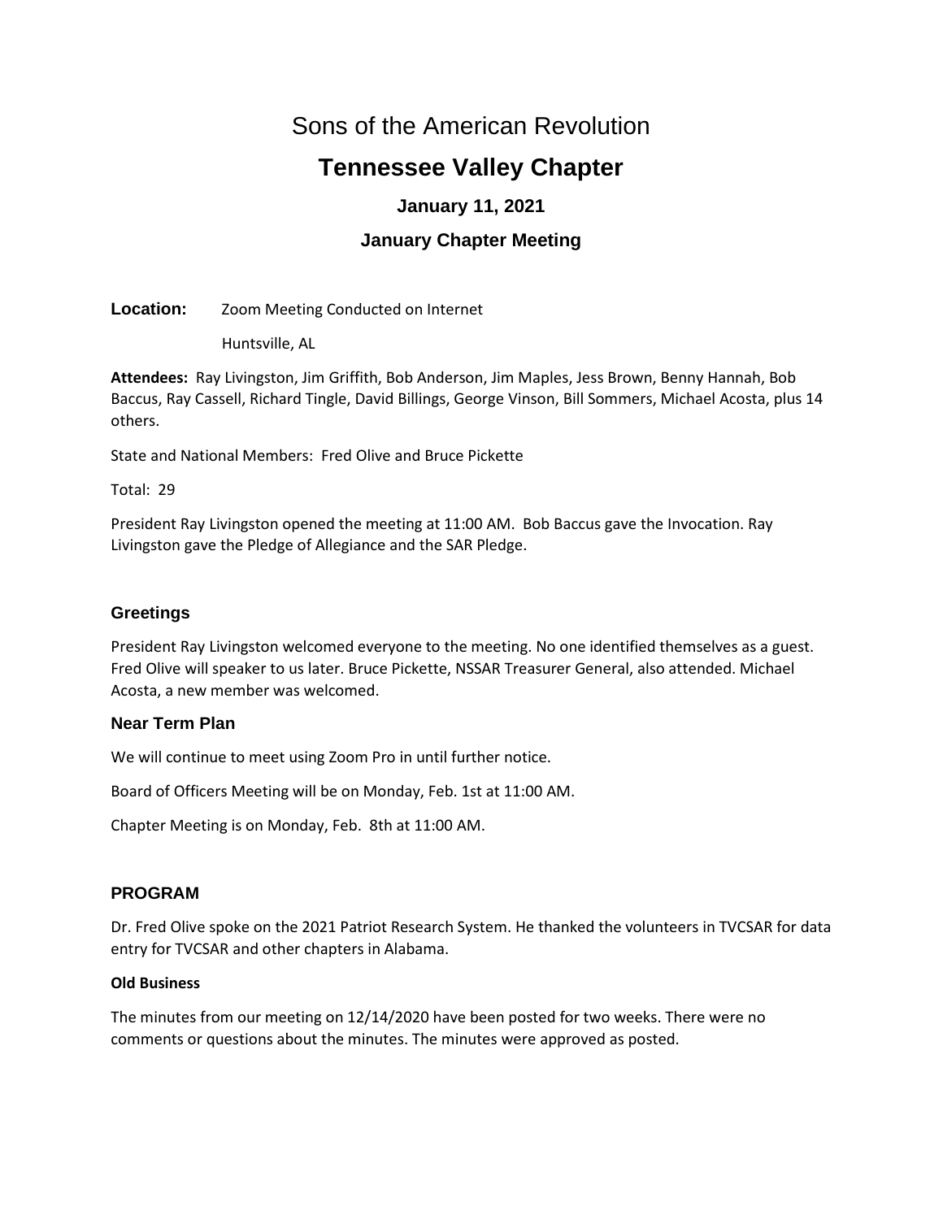# Sons of the American Revolution

## Tennessee Valley Chapter

### January 11, 2021

### January Chapter Meeting

**Location:** Zoom Meeting Conducted on Internet

Huntsville, AL

**Attendees:** Ray Livingston, Jim Griffith, Bob Anderson, Jim Maples, Jess Brown, Benny Hannah, Bob Baccus, Ray Cassell, Richard Tingle, David Billings, George Vinson, Bill Sommers, Michael Acosta, plus 14 others.

State and National Members: Fred Olive and Bruce Pickette

Total: 29

President Ray Livingston opened the meeting at 11:00 AM. Bob Baccus gave the Invocation. Ray Livingston gave the Pledge of Allegiance and the SAR Pledge.

### Greetings

President Ray Livingston welcomed everyone to the meeting. No one identified themselves as a guest. Fred Olive will speaker to us later. Bruce Pickette, NSSAR Treasurer General, also attended. Michael Acosta, a new member was welcomed.

### Near Term Plan

We will continue to meet using Zoom Pro in until further notice.

Board of Officers Meeting will be on Monday, Feb. 1st at 11:00 AM.

Chapter Meeting is on Monday, Feb. 8th at 11:00 AM.

### PROGRAM

Dr. Fred Olive spoke on the 2021 Patriot Research System. He thanked the volunteers in TVCSAR for data entry for TVCSAR and other chapters in Alabama.

#### Old Business

The minutes from our meeting on 12/14/2020 have been posted for two weeks. There were no comments or questions about the minutes. The minutes were approved as posted.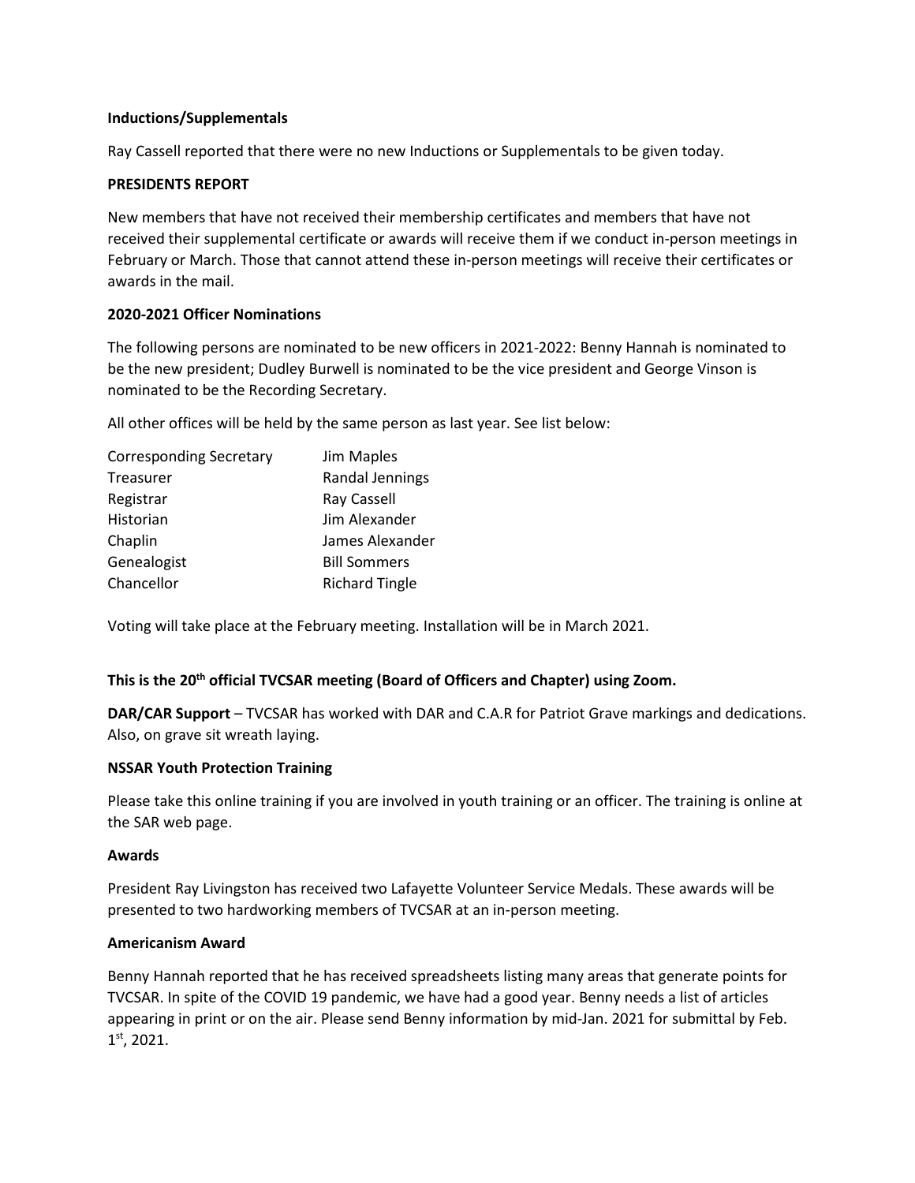**Inductions/Supplementals**

Ray Cassell reported that there were no new Inductions or Supplementals to be given today.

**PRESIDENTS REPORT**

New members that have not received their membership certificates and members that have not received their supplemental certificate or awards will receive them if we conduct in-person meetings in February or March. Those that cannot attend these in-person meetings will receive their certificates or awards in the mail.

**2020-2021 Officer Nominations**

The following persons are nominated to be new officers in 2021-2022: Benny Hannah is nominated to be the new president; Dudley Burwell is nominated to be the vice president and George Vinson is nominated to be the Recording Secretary.

All other offices will be held by the same person as last year. See list below:

| | |
|---|---|
| Corresponding Secretary | Jim Maples |
| Treasurer | Randal Jennings |
| Registrar | Ray Cassell |
| Historian | Jim Alexander |
| Chaplin | James Alexander |
| Genealogist | Bill Sommers |
| Chancellor | Richard Tingle |

Voting will take place at the February meeting. Installation will be in March 2021.

**This is the 20th official TVCSAR meeting (Board of Officers and Chapter) using Zoom.**

**DAR/CAR Support** – TVCSAR has worked with DAR and C.A.R for Patriot Grave markings and dedications. Also, on grave sit wreath laying.

**NSSAR Youth Protection Training**

Please take this online training if you are involved in youth training or an officer. The training is online at the SAR web page.

**Awards**

President Ray Livingston has received two Lafayette Volunteer Service Medals. These awards will be presented to two hardworking members of TVCSAR at an in-person meeting.

**Americanism Award**

Benny Hannah reported that he has received spreadsheets listing many areas that generate points for TVCSAR. In spite of the COVID 19 pandemic, we have had a good year. Benny needs a list of articles appearing in print or on the air. Please send Benny information by mid-Jan. 2021 for submittal by Feb. 1st, 2021.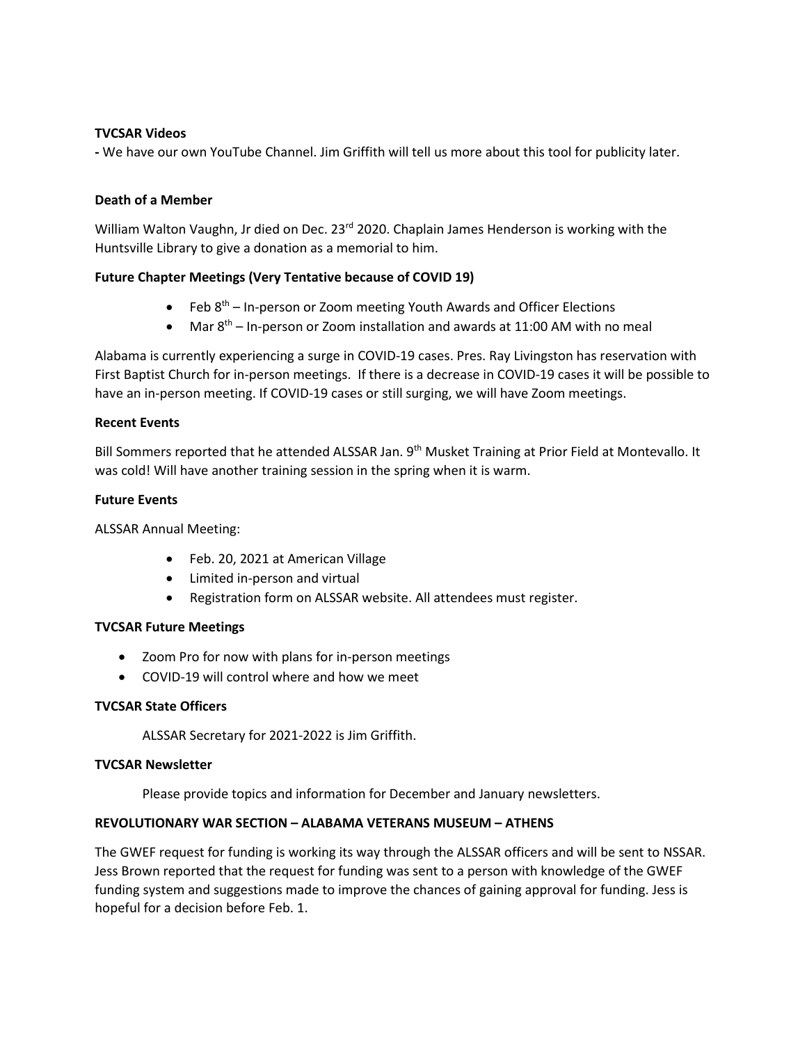**TVCSAR Videos**

- We have our own YouTube Channel. Jim Griffith will tell us more about this tool for publicity later.

**Death of a Member**

William Walton Vaughn, Jr died on Dec. 23rd 2020. Chaplain James Henderson is working with the Huntsville Library to give a donation as a memorial to him.

**Future Chapter Meetings (Very Tentative because of COVID 19)**

- Feb 8th – In-person or Zoom meeting Youth Awards and Officer Elections
- Mar 8th – In-person or Zoom installation and awards at 11:00 AM with no meal

Alabama is currently experiencing a surge in COVID-19 cases. Pres. Ray Livingston has reservation with First Baptist Church for in-person meetings. If there is a decrease in COVID-19 cases it will be possible to have an in-person meeting. If COVID-19 cases or still surging, we will have Zoom meetings.

**Recent Events**

Bill Sommers reported that he attended ALSSAR Jan. 9th Musket Training at Prior Field at Montevallo. It was cold! Will have another training session in the spring when it is warm.

**Future Events**

ALSSAR Annual Meeting:

- Feb. 20, 2021 at American Village
- Limited in-person and virtual
- Registration form on ALSSAR website. All attendees must register.

**TVCSAR Future Meetings**

- Zoom Pro for now with plans for in-person meetings
- COVID-19 will control where and how we meet

**TVCSAR State Officers**

ALSSAR Secretary for 2021-2022 is Jim Griffith.

**TVCSAR Newsletter**

Please provide topics and information for December and January newsletters.

**REVOLUTIONARY WAR SECTION – ALABAMA VETERANS MUSEUM – ATHENS**

The GWEF request for funding is working its way through the ALSSAR officers and will be sent to NSSAR. Jess Brown reported that the request for funding was sent to a person with knowledge of the GWEF funding system and suggestions made to improve the chances of gaining approval for funding. Jess is hopeful for a decision before Feb. 1.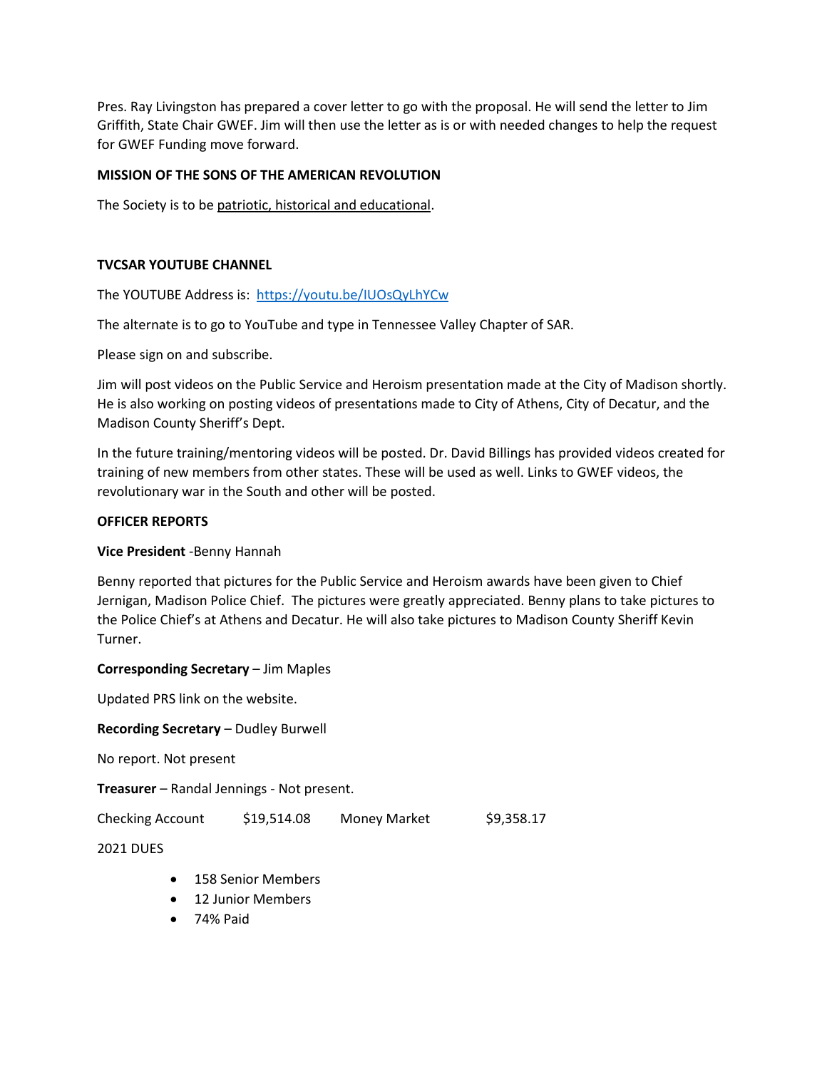Pres. Ray Livingston has prepared a cover letter to go with the proposal. He will send the letter to Jim Griffith, State Chair GWEF. Jim will then use the letter as is or with needed changes to help the request for GWEF Funding move forward.

**MISSION OF THE SONS OF THE AMERICAN REVOLUTION**

The Society is to be patriotic, historical and educational.

**TVCSAR YOUTUBE CHANNEL**

The YOUTUBE Address is: https://youtu.be/lUOsQyLhYCw

The alternate is to go to YouTube and type in Tennessee Valley Chapter of SAR.

Please sign on and subscribe.

Jim will post videos on the Public Service and Heroism presentation made at the City of Madison shortly. He is also working on posting videos of presentations made to City of Athens, City of Decatur, and the Madison County Sheriff's Dept.

In the future training/mentoring videos will be posted. Dr. David Billings has provided videos created for training of new members from other states. These will be used as well. Links to GWEF videos, the revolutionary war in the South and other will be posted.

**OFFICER REPORTS**

**Vice President** -Benny Hannah

Benny reported that pictures for the Public Service and Heroism awards have been given to Chief Jernigan, Madison Police Chief. The pictures were greatly appreciated. Benny plans to take pictures to the Police Chief's at Athens and Decatur. He will also take pictures to Madison County Sheriff Kevin Turner.

**Corresponding Secretary** – Jim Maples

Updated PRS link on the website.

**Recording Secretary** – Dudley Burwell

No report. Not present

**Treasurer** – Randal Jennings - Not present.

Checking Account $19,514.08 Money Market $9,358.17

2021 DUES

- 158 Senior Members
- 12 Junior Members
- 74% Paid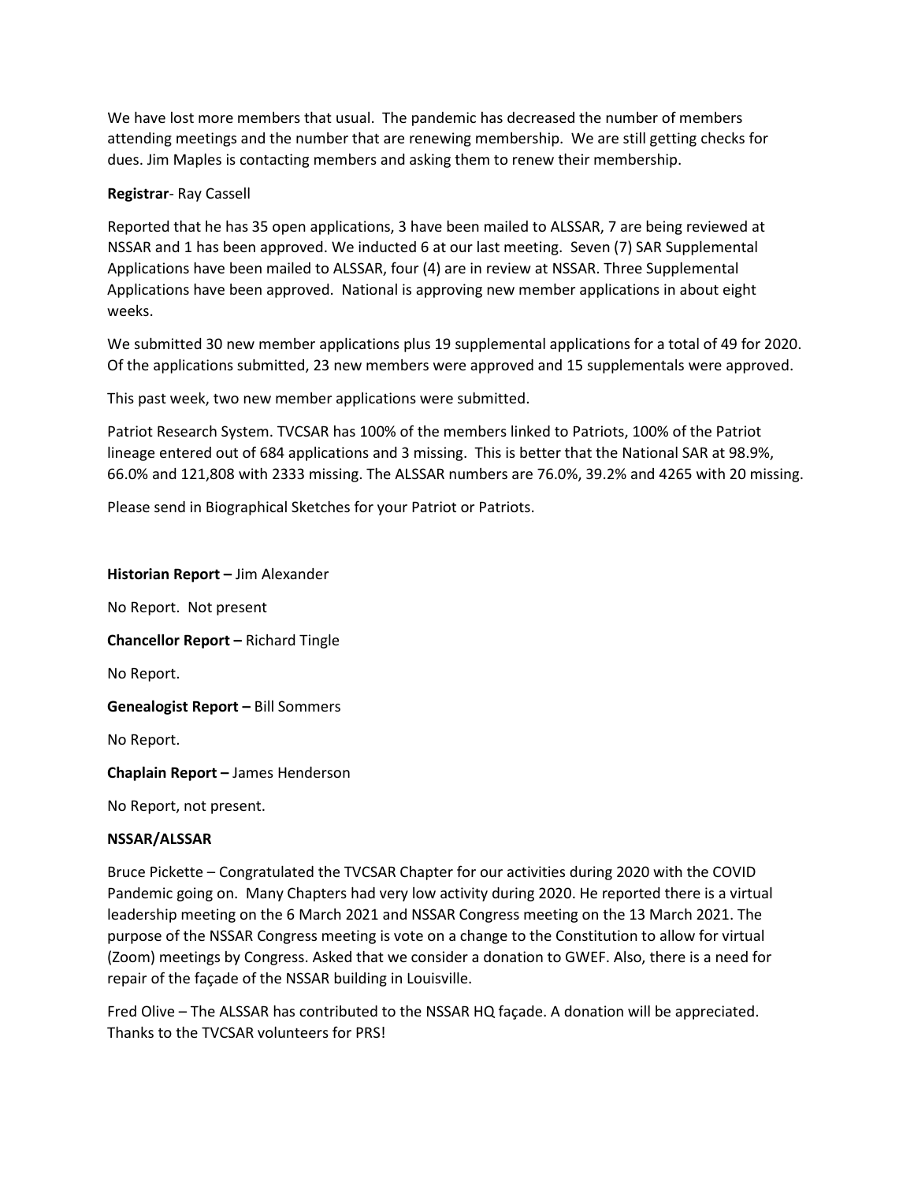We have lost more members that usual. The pandemic has decreased the number of members attending meetings and the number that are renewing membership. We are still getting checks for dues. Jim Maples is contacting members and asking them to renew their membership.

**Registrar**- Ray Cassell

Reported that he has 35 open applications, 3 have been mailed to ALSSAR, 7 are being reviewed at NSSAR and 1 has been approved. We inducted 6 at our last meeting. Seven (7) SAR Supplemental Applications have been mailed to ALSSAR, four (4) are in review at NSSAR. Three Supplemental Applications have been approved. National is approving new member applications in about eight weeks.

We submitted 30 new member applications plus 19 supplemental applications for a total of 49 for 2020. Of the applications submitted, 23 new members were approved and 15 supplementals were approved.

This past week, two new member applications were submitted.

Patriot Research System. TVCSAR has 100% of the members linked to Patriots, 100% of the Patriot lineage entered out of 684 applications and 3 missing. This is better that the National SAR at 98.9%, 66.0% and 121,808 with 2333 missing. The ALSSAR numbers are 76.0%, 39.2% and 4265 with 20 missing.

Please send in Biographical Sketches for your Patriot or Patriots.

**Historian Report –** Jim Alexander

No Report. Not present

**Chancellor Report –** Richard Tingle

No Report.

**Genealogist Report –** Bill Sommers

No Report.

**Chaplain Report –** James Henderson

No Report, not present.

**NSSAR/ALSSAR**

Bruce Pickette – Congratulated the TVCSAR Chapter for our activities during 2020 with the COVID Pandemic going on. Many Chapters had very low activity during 2020. He reported there is a virtual leadership meeting on the 6 March 2021 and NSSAR Congress meeting on the 13 March 2021. The purpose of the NSSAR Congress meeting is vote on a change to the Constitution to allow for virtual (Zoom) meetings by Congress. Asked that we consider a donation to GWEF. Also, there is a need for repair of the façade of the NSSAR building in Louisville.

Fred Olive – The ALSSAR has contributed to the NSSAR HQ façade. A donation will be appreciated. Thanks to the TVCSAR volunteers for PRS!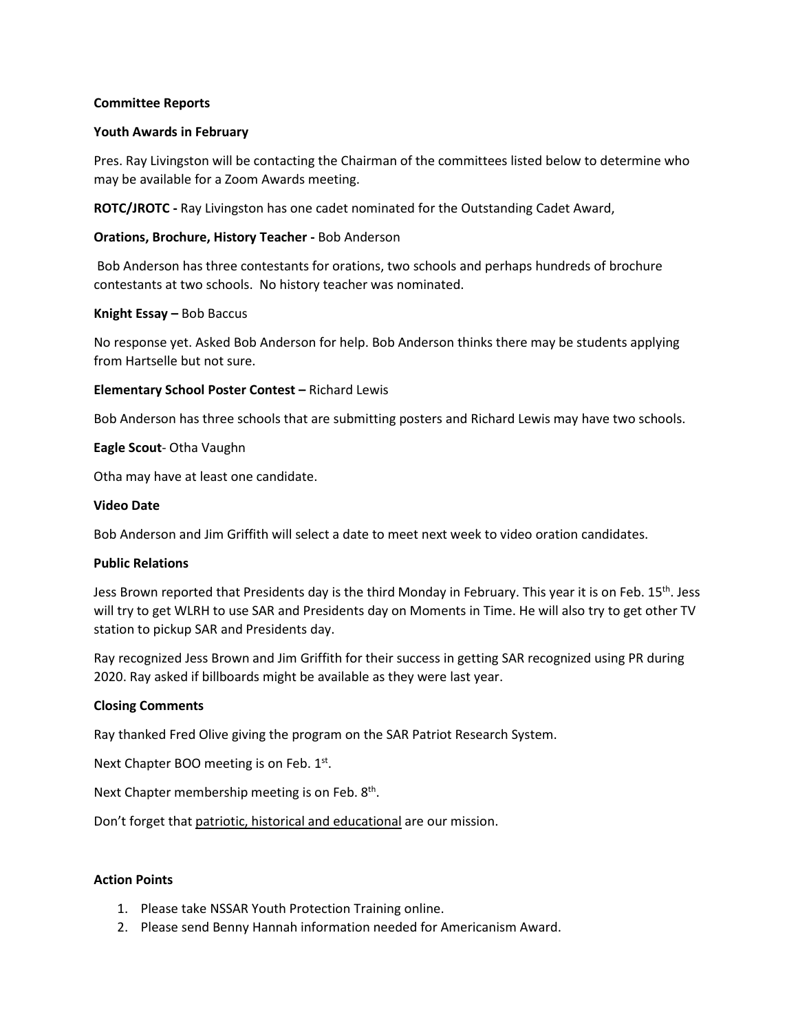**Committee Reports**

**Youth Awards in February**

Pres. Ray Livingston will be contacting the Chairman of the committees listed below to determine who may be available for a Zoom Awards meeting.

**ROTC/JROTC -** Ray Livingston has one cadet nominated for the Outstanding Cadet Award,

**Orations, Brochure, History Teacher -** Bob Anderson

Bob Anderson has three contestants for orations, two schools and perhaps hundreds of brochure contestants at two schools. No history teacher was nominated.

**Knight Essay –** Bob Baccus

No response yet. Asked Bob Anderson for help. Bob Anderson thinks there may be students applying from Hartselle but not sure.

**Elementary School Poster Contest –** Richard Lewis

Bob Anderson has three schools that are submitting posters and Richard Lewis may have two schools.

**Eagle Scout**- Otha Vaughn

Otha may have at least one candidate.

**Video Date**

Bob Anderson and Jim Griffith will select a date to meet next week to video oration candidates.

**Public Relations**

Jess Brown reported that Presidents day is the third Monday in February. This year it is on Feb. 15th. Jess will try to get WLRH to use SAR and Presidents day on Moments in Time. He will also try to get other TV station to pickup SAR and Presidents day.

Ray recognized Jess Brown and Jim Griffith for their success in getting SAR recognized using PR during 2020. Ray asked if billboards might be available as they were last year.

**Closing Comments**

Ray thanked Fred Olive giving the program on the SAR Patriot Research System.

Next Chapter BOO meeting is on Feb. 1st.

Next Chapter membership meeting is on Feb. 8th.

Don't forget that patriotic, historical and educational are our mission.

**Action Points**

1. Please take NSSAR Youth Protection Training online.
2. Please send Benny Hannah information needed for Americanism Award.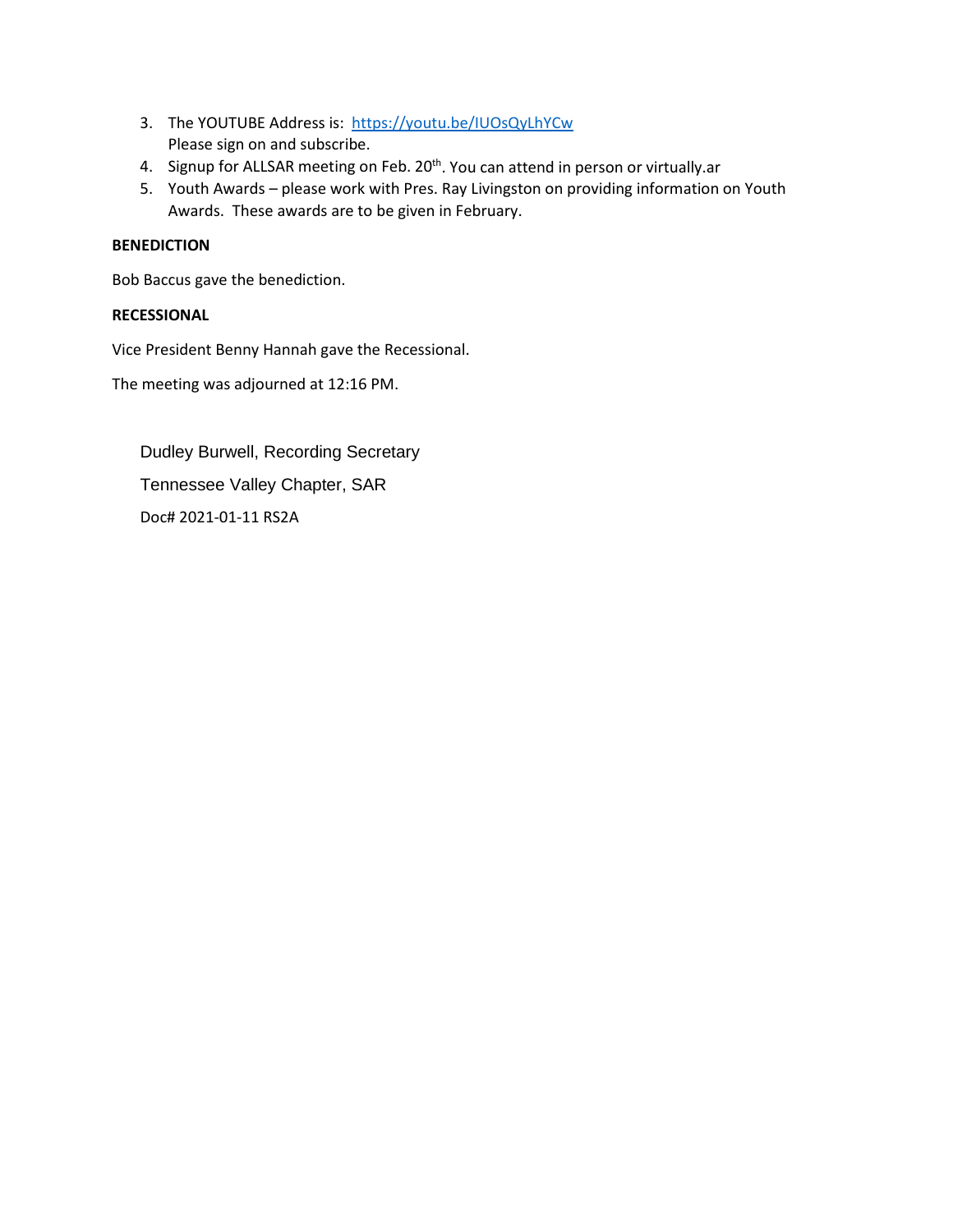3. The YOUTUBE Address is: [https://youtu.be/IUOsQyLhYCw](https://youtu.be/IUOsQyLhYCw)
   Please sign on and subscribe.
4. Signup for ALLSAR meeting on Feb. 20th. You can attend in person or virtually.ar
5. Youth Awards – please work with Pres. Ray Livingston on providing information on Youth Awards. These awards are to be given in February.

**BENEDICTION**

Bob Baccus gave the benediction.

**RECESSIONAL**

Vice President Benny Hannah gave the Recessional.

The meeting was adjourned at 12:16 PM.

Dudley Burwell, Recording Secretary

Tennessee Valley Chapter, SAR

Doc# 2021-01-11 RS2A